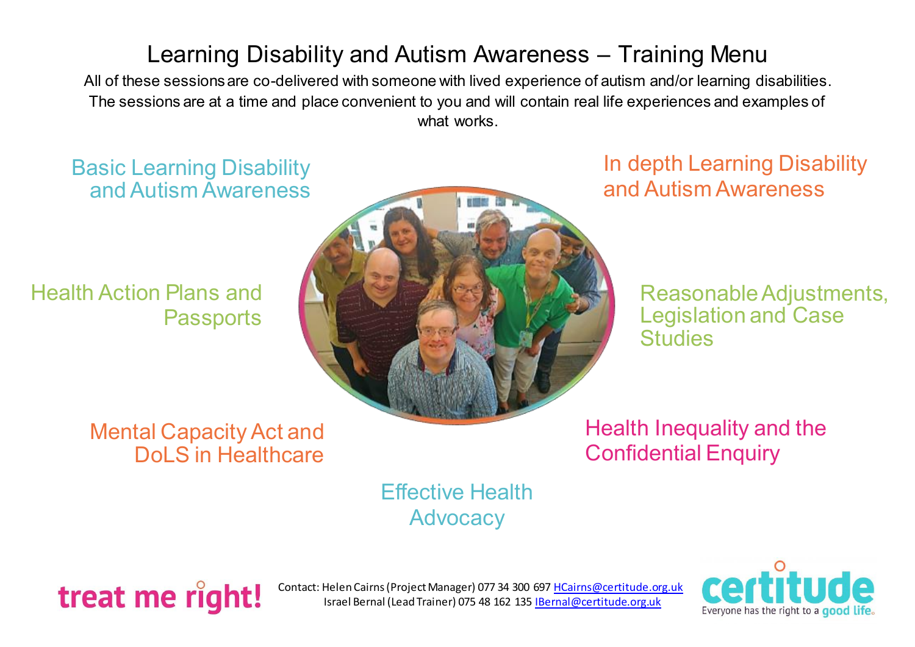# Learning Disability and Autism Awareness – Training Menu

All of these sessions are co-delivered with someone with lived experience of autism and/or learning disabilities. The sessions are at a time and place convenient to you and will contain real life experiences and examples of what works.

- Basic Learning Disability and Autism Awareness
- In depth Learning Disability and Autism Awareness
- Health Action Plans and Passports
- Reasonable Adjustments, Legislation and Case Studies
- Mental Capacity Act and DoLS in Healthcare
- Health Inequality and the Confidential Enquiry
- Effective Health Advocacy

treat me right!

Contact: Helen Cairns (Project Manager) 077 34 300 697 HCairns@certitude.org.uk
Israel Bernal (Lead Trainer) 075 48 162 135 IBernal@certitude.org.uk

certitude – Everyone has the right to a good life.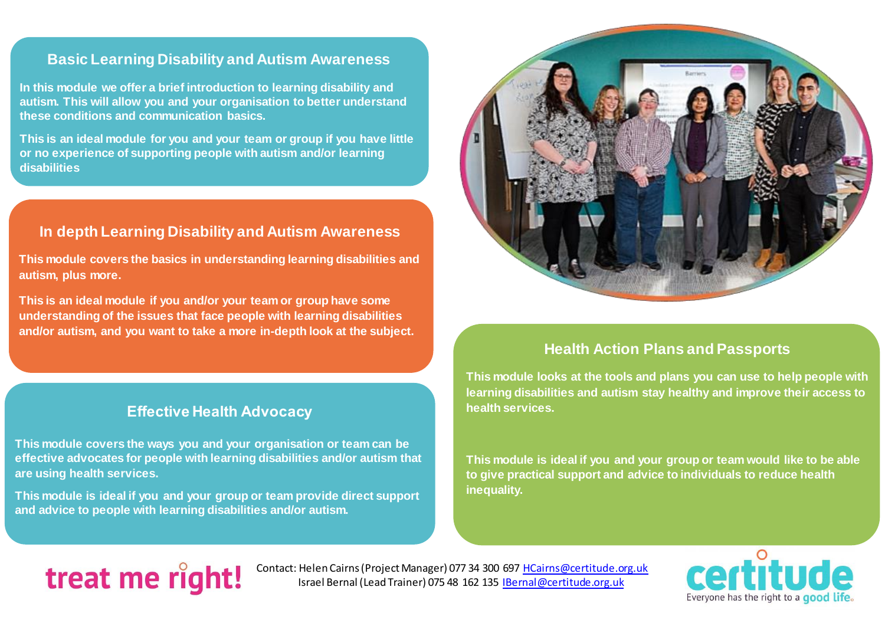## Basic Learning Disability and Autism Awareness

**In this module we offer a brief introduction to learning disability and autism. This will allow you and your organisation to better understand these conditions and communication basics.**

**This is an ideal module for you and your team or group if you have little or no experience of supporting people with autism and/or learning disabilities**

## In depth Learning Disability and Autism Awareness

**This module covers the basics in understanding learning disabilities and autism, plus more.**

**This is an ideal module if you and/or your team or group have some understanding of the issues that face people with learning disabilities and/or autism, and you want to take a more in-depth look at the subject.**

## Effective Health Advocacy

**This module covers the ways you and your organisation or team can be effective advocates for people with learning disabilities and/or autism that are using health services.**

**This module is ideal if you and your group or team provide direct support and advice to people with learning disabilities and/or autism.**

## Health Action Plans and Passports

**This module looks at the tools and plans you can use to help people with learning disabilities and autism stay healthy and improve their access to health services.**

**This module is ideal if you and your group or team would like to be able to give practical support and advice to individuals to reduce health inequality.**

treat me right!

Contact: Helen Cairns (Project Manager) 077 34 300 697 HCairns@certitude.org.uk
Israel Bernal (Lead Trainer) 075 48 162 135 IBernal@certitude.org.uk

certitude
Everyone has the right to a good life.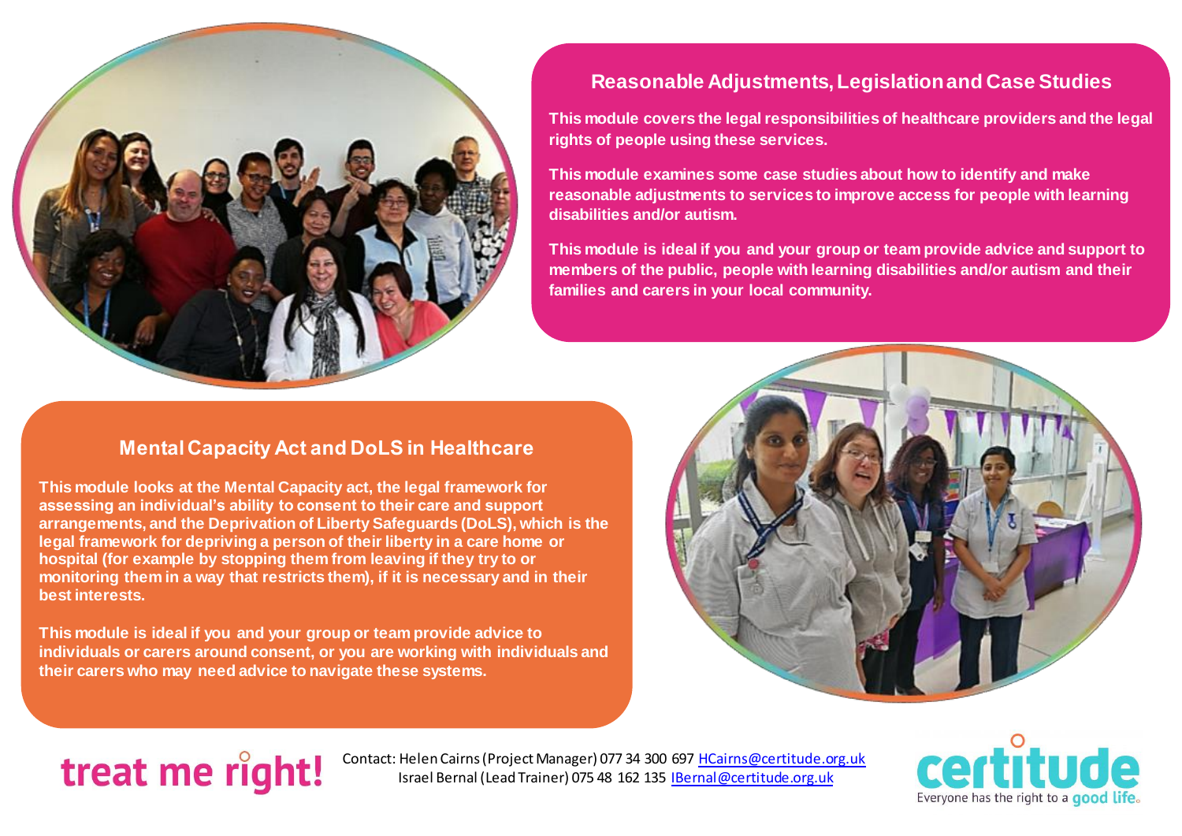## Reasonable Adjustments, Legislation and Case Studies

**This module covers the legal responsibilities of healthcare providers and the legal rights of people using these services.**

**This module examines some case studies about how to identify and make reasonable adjustments to services to improve access for people with learning disabilities and/or autism.**

**This module is ideal if you and your group or team provide advice and support to members of the public, people with learning disabilities and/or autism and their families and carers in your local community.**

## Mental Capacity Act and DoLS in Healthcare

**This module looks at the Mental Capacity act, the legal framework for assessing an individual's ability to consent to their care and support arrangements, and the Deprivation of Liberty Safeguards (DoLS), which is the legal framework for depriving a person of their liberty in a care home or hospital (for example by stopping them from leaving if they try to or monitoring them in a way that restricts them), if it is necessary and in their best interests.**

**This module is ideal if you and your group or team provide advice to individuals or carers around consent, or you are working with individuals and their carers who may need advice to navigate these systems.**

treat me right!

Contact: Helen Cairns (Project Manager) 077 34 300 697 HCairns@certitude.org.uk
Israel Bernal (Lead Trainer) 075 48 162 135 IBernal@certitude.org.uk

certitude
Everyone has the right to a good life.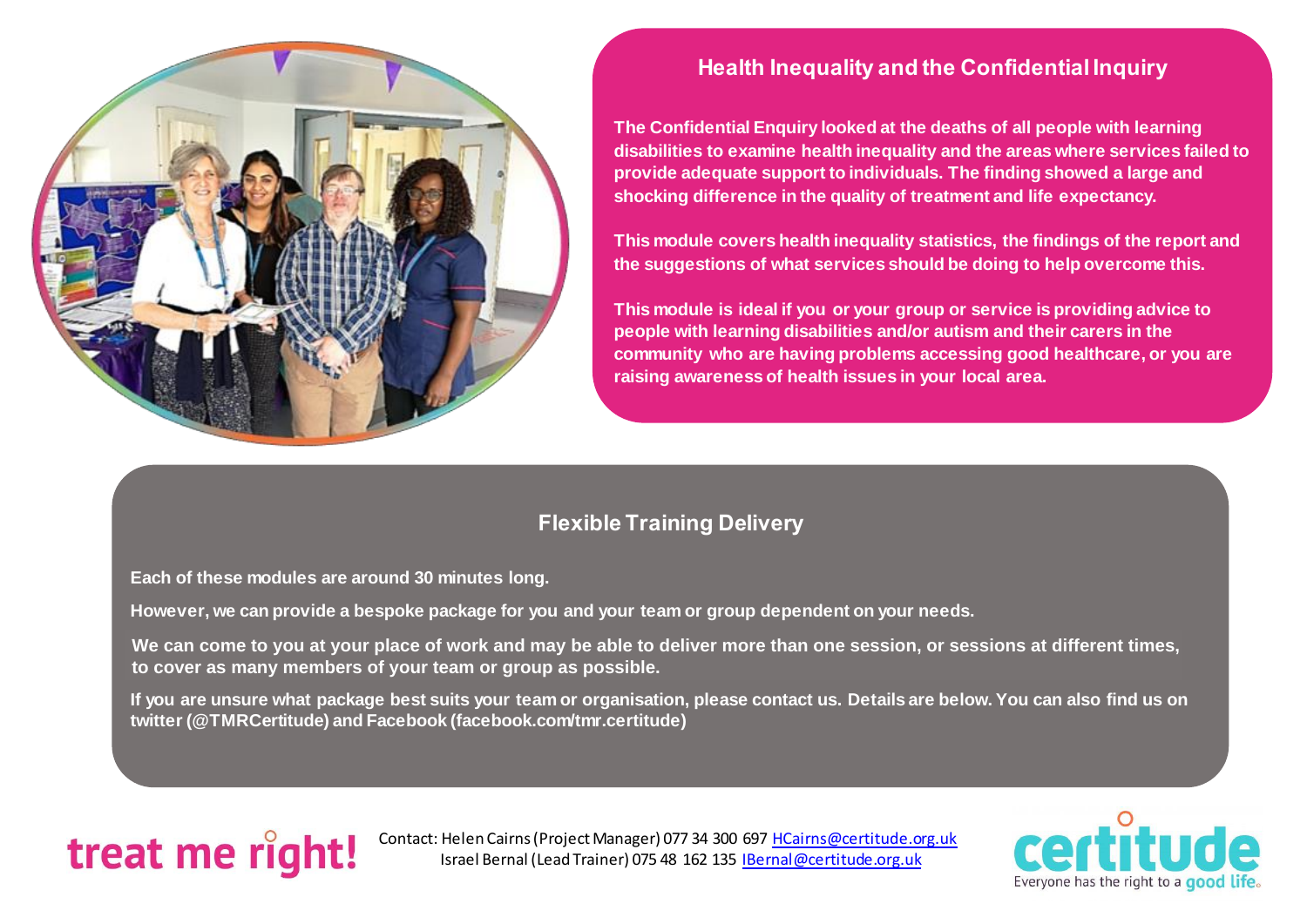## Health Inequality and the Confidential Inquiry

**The Confidential Enquiry looked at the deaths of all people with learning disabilities to examine health inequality and the areas where services failed to provide adequate support to individuals. The finding showed a large and shocking difference in the quality of treatment and life expectancy.**

**This module covers health inequality statistics, the findings of the report and the suggestions of what services should be doing to help overcome this.**

**This module is ideal if you or your group or service is providing advice to people with learning disabilities and/or autism and their carers in the community who are having problems accessing good healthcare, or you are raising awareness of health issues in your local area.**

## Flexible Training Delivery

**Each of these modules are around 30 minutes long.**

**However, we can provide a bespoke package for you and your team or group dependent on your needs.**

**We can come to you at your place of work and may be able to deliver more than one session, or sessions at different times, to cover as many members of your team or group as possible.**

**If you are unsure what package best suits your team or organisation, please contact us. Details are below. You can also find us on twitter (@TMRCertitude) and Facebook (facebook.com/tmr.certitude)**

treat me right!

Contact: Helen Cairns (Project Manager) 077 34 300 697 HCairns@certitude.org.uk
Israel Bernal (Lead Trainer) 075 48 162 135 IBernal@certitude.org.uk

certitude
Everyone has the right to a good life.